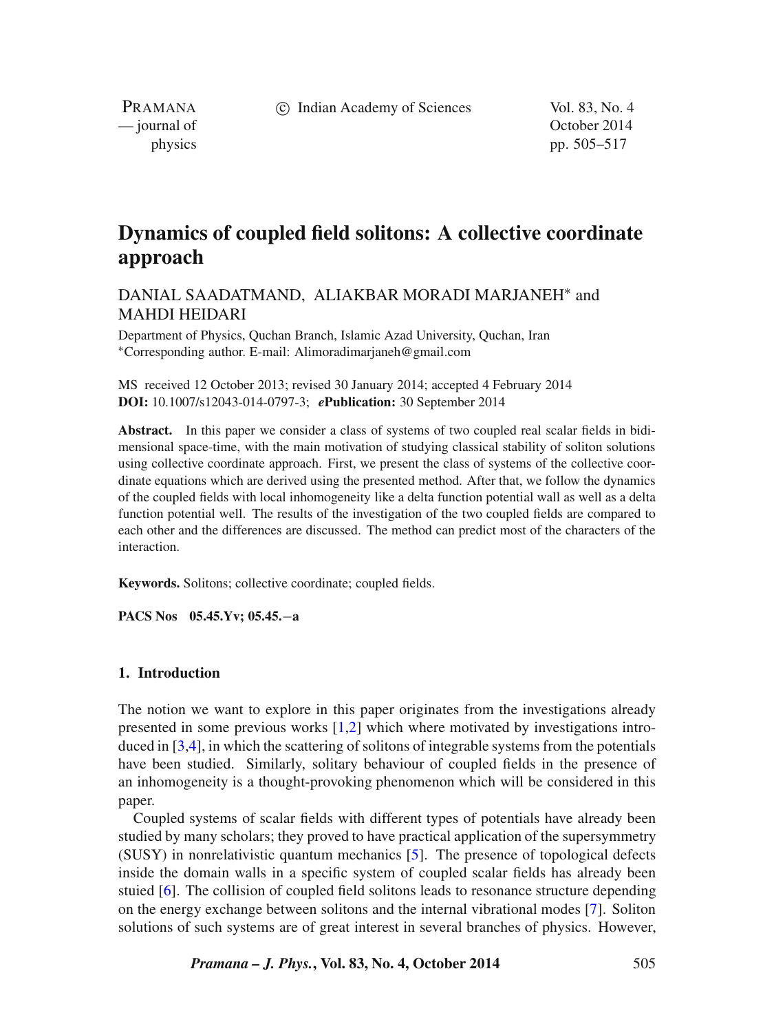# Dynamics of coupled field solitons: A collective coordinate approach

DANIAL SAADATMAND, ALIAKBAR MORADI MARJANEH* and MAHDI HEIDARI

Department of Physics, Quchan Branch, Islamic Azad University, Quchan, Iran
*Corresponding author. E-mail: Alimoradimarjaneh@gmail.com

MS received 12 October 2013; revised 30 January 2014; accepted 4 February 2014
**DOI:** 10.1007/s12043-014-0797-3; ***e*Publication:** 30 September 2014

**Abstract.** In this paper we consider a class of systems of two coupled real scalar fields in bidimensional space-time, with the main motivation of studying classical stability of soliton solutions using collective coordinate approach. First, we present the class of systems of the collective coordinate equations which are derived using the presented method. After that, we follow the dynamics of the coupled fields with local inhomogeneity like a delta function potential wall as well as a delta function potential well. The results of the investigation of the two coupled fields are compared to each other and the differences are discussed. The method can predict most of the characters of the interaction.

**Keywords.** Solitons; collective coordinate; coupled fields.

**PACS Nos** **05.45.Yv; 05.45.−a**

## 1. Introduction

The notion we want to explore in this paper originates from the investigations already presented in some previous works [1,2] which where motivated by investigations introduced in [3,4], in which the scattering of solitons of integrable systems from the potentials have been studied. Similarly, solitary behaviour of coupled fields in the presence of an inhomogeneity is a thought-provoking phenomenon which will be considered in this paper.

Coupled systems of scalar fields with different types of potentials have already been studied by many scholars; they proved to have practical application of the supersymmetry (SUSY) in nonrelativistic quantum mechanics [5]. The presence of topological defects inside the domain walls in a specific system of coupled scalar fields has already been stuied [6]. The collision of coupled field solitons leads to resonance structure depending on the energy exchange between solitons and the internal vibrational modes [7]. Soliton solutions of such systems are of great interest in several branches of physics. However,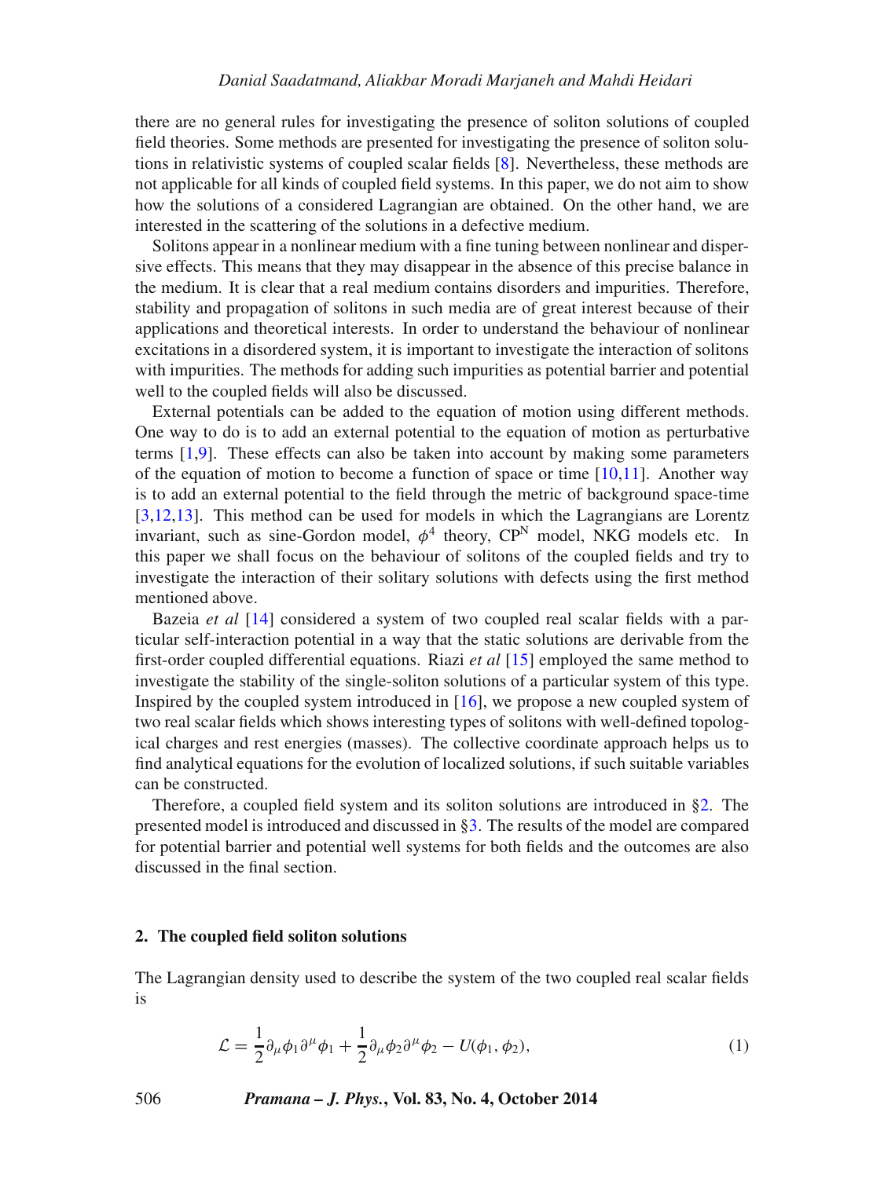there are no general rules for investigating the presence of soliton solutions of coupled field theories. Some methods are presented for investigating the presence of soliton solutions in relativistic systems of coupled scalar fields [8]. Nevertheless, these methods are not applicable for all kinds of coupled field systems. In this paper, we do not aim to show how the solutions of a considered Lagrangian are obtained. On the other hand, we are interested in the scattering of the solutions in a defective medium.

Solitons appear in a nonlinear medium with a fine tuning between nonlinear and dispersive effects. This means that they may disappear in the absence of this precise balance in the medium. It is clear that a real medium contains disorders and impurities. Therefore, stability and propagation of solitons in such media are of great interest because of their applications and theoretical interests. In order to understand the behaviour of nonlinear excitations in a disordered system, it is important to investigate the interaction of solitons with impurities. The methods for adding such impurities as potential barrier and potential well to the coupled fields will also be discussed.

External potentials can be added to the equation of motion using different methods. One way to do is to add an external potential to the equation of motion as perturbative terms [1,9]. These effects can also be taken into account by making some parameters of the equation of motion to become a function of space or time [10,11]. Another way is to add an external potential to the field through the metric of background space-time [3,12,13]. This method can be used for models in which the Lagrangians are Lorentz invariant, such as sine-Gordon model, $\phi^4$ theory, $CP^N$ model, NKG models etc. In this paper we shall focus on the behaviour of solitons of the coupled fields and try to investigate the interaction of their solitary solutions with defects using the first method mentioned above.

Bazeia *et al* [14] considered a system of two coupled real scalar fields with a particular self-interaction potential in a way that the static solutions are derivable from the first-order coupled differential equations. Riazi *et al* [15] employed the same method to investigate the stability of the single-soliton solutions of a particular system of this type. Inspired by the coupled system introduced in [16], we propose a new coupled system of two real scalar fields which shows interesting types of solitons with well-defined topological charges and rest energies (masses). The collective coordinate approach helps us to find analytical equations for the evolution of localized solutions, if such suitable variables can be constructed.

Therefore, a coupled field system and its soliton solutions are introduced in §2. The presented model is introduced and discussed in §3. The results of the model are compared for potential barrier and potential well systems for both fields and the outcomes are also discussed in the final section.

## 2. The coupled field soliton solutions

The Lagrangian density used to describe the system of the two coupled real scalar fields is

$$\mathcal{L} = \frac{1}{2}\partial_\mu \phi_1 \partial^\mu \phi_1 + \frac{1}{2}\partial_\mu \phi_2 \partial^\mu \phi_2 - U(\phi_1, \phi_2), \tag{1}$$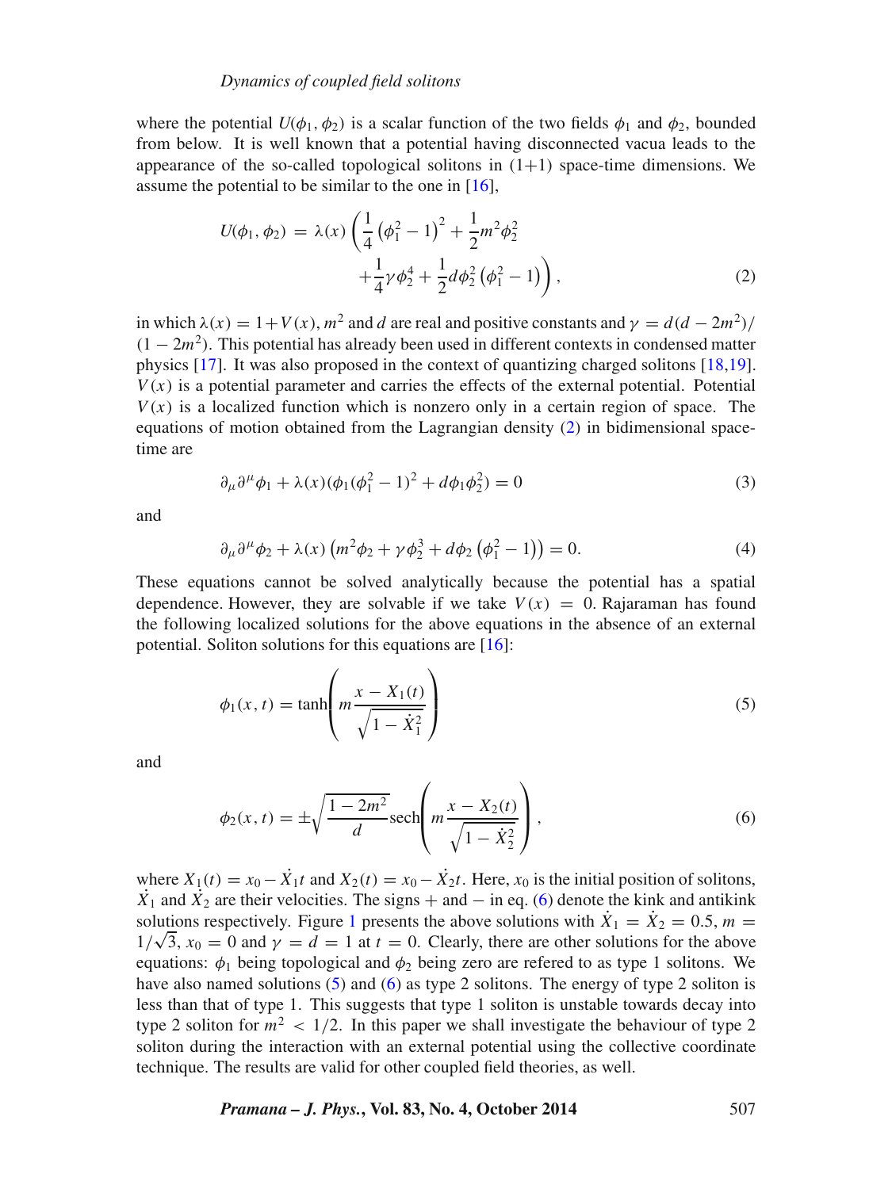where the potential $U(\phi_1, \phi_2)$ is a scalar function of the two fields $\phi_1$ and $\phi_2$, bounded from below. It is well known that a potential having disconnected vacua leads to the appearance of the so-called topological solitons in (1+1) space-time dimensions. We assume the potential to be similar to the one in [16],

$$U(\phi_1, \phi_2) = \lambda(x)\left(\frac{1}{4}\left(\phi_1^2 - 1\right)^2 + \frac{1}{2}m^2\phi_2^2 + \frac{1}{4}\gamma\phi_2^4 + \frac{1}{2}d\phi_2^2\left(\phi_1^2 - 1\right)\right), \tag{2}$$

in which $\lambda(x) = 1 + V(x)$, $m^2$ and $d$ are real and positive constants and $\gamma = d(d - 2m^2)/(1 - 2m^2)$. This potential has already been used in different contexts in condensed matter physics [17]. It was also proposed in the context of quantizing charged solitons [18,19]. $V(x)$ is a potential parameter and carries the effects of the external potential. Potential $V(x)$ is a localized function which is nonzero only in a certain region of space. The equations of motion obtained from the Lagrangian density (2) in bidimensional space-time are

$$\partial_\mu\partial^\mu\phi_1 + \lambda(x)(\phi_1(\phi_1^2 - 1)^2 + d\phi_1\phi_2^2) = 0 \tag{3}$$

and

$$\partial_\mu\partial^\mu\phi_2 + \lambda(x)\left(m^2\phi_2 + \gamma\phi_2^3 + d\phi_2\left(\phi_1^2 - 1\right)\right) = 0. \tag{4}$$

These equations cannot be solved analytically because the potential has a spatial dependence. However, they are solvable if we take $V(x) = 0$. Rajaraman has found the following localized solutions for the above equations in the absence of an external potential. Soliton solutions for this equations are [16]:

$$\phi_1(x, t) = \tanh\left(m\frac{x - X_1(t)}{\sqrt{1 - \dot{X}_1^2}}\right) \tag{5}$$

and

$$\phi_2(x, t) = \pm\sqrt{\frac{1 - 2m^2}{d}}\,\mathrm{sech}\left(m\frac{x - X_2(t)}{\sqrt{1 - \dot{X}_2^2}}\right), \tag{6}$$

where $X_1(t) = x_0 - \dot{X}_1 t$ and $X_2(t) = x_0 - \dot{X}_2 t$. Here, $x_0$ is the initial position of solitons, $\dot{X}_1$ and $\dot{X}_2$ are their velocities. The signs + and − in eq. (6) denote the kink and antikink solutions respectively. Figure 1 presents the above solutions with $\dot{X}_1 = \dot{X}_2 = 0.5$, $m = 1/\sqrt{3}$, $x_0 = 0$ and $\gamma = d = 1$ at $t = 0$. Clearly, there are other solutions for the above equations: $\phi_1$ being topological and $\phi_2$ being zero are refered to as type 1 solitons. We have also named solutions (5) and (6) as type 2 solitons. The energy of type 2 soliton is less than that of type 1. This suggests that type 1 soliton is unstable towards decay into type 2 soliton for $m^2 < 1/2$. In this paper we shall investigate the behaviour of type 2 soliton during the interaction with an external potential using the collective coordinate technique. The results are valid for other coupled field theories, as well.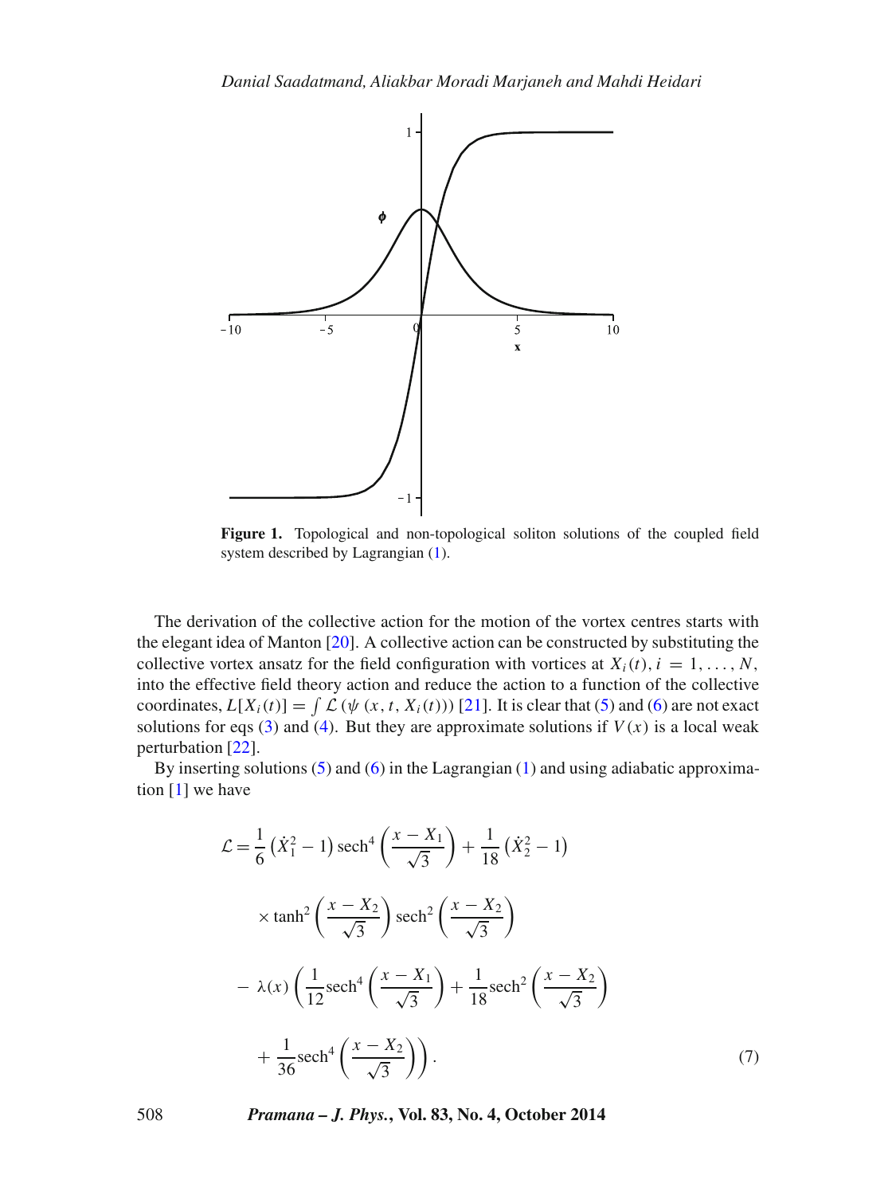**Figure 1.** Topological and non-topological soliton solutions of the coupled field system described by Lagrangian (1).

The derivation of the collective action for the motion of the vortex centres starts with the elegant idea of Manton [20]. A collective action can be constructed by substituting the collective vortex ansatz for the field configuration with vortices at $X_i(t), i = 1, \ldots, N$, into the effective field theory action and reduce the action to a function of the collective coordinates, $L[X_i(t)] = \int \mathcal{L}(\psi(x, t, X_i(t)))$ [21]. It is clear that (5) and (6) are not exact solutions for eqs (3) and (4). But they are approximate solutions if $V(x)$ is a local weak perturbation [22].

By inserting solutions (5) and (6) in the Lagrangian (1) and using adiabatic approximation [1] we have

$$
\begin{aligned}
\mathcal{L} = {} & \frac{1}{6}\left(\dot{X}_1^2 - 1\right)\operatorname{sech}^4\left(\frac{x - X_1}{\sqrt{3}}\right) + \frac{1}{18}\left(\dot{X}_2^2 - 1\right) \\
& \times \tanh^2\left(\frac{x - X_2}{\sqrt{3}}\right)\operatorname{sech}^2\left(\frac{x - X_2}{\sqrt{3}}\right) \\
& - \lambda(x)\left(\frac{1}{12}\operatorname{sech}^4\left(\frac{x - X_1}{\sqrt{3}}\right) + \frac{1}{18}\operatorname{sech}^2\left(\frac{x - X_2}{\sqrt{3}}\right)\right. \\
& \left. + \frac{1}{36}\operatorname{sech}^4\left(\frac{x - X_2}{\sqrt{3}}\right)\right).
\end{aligned}
\tag{7}
$$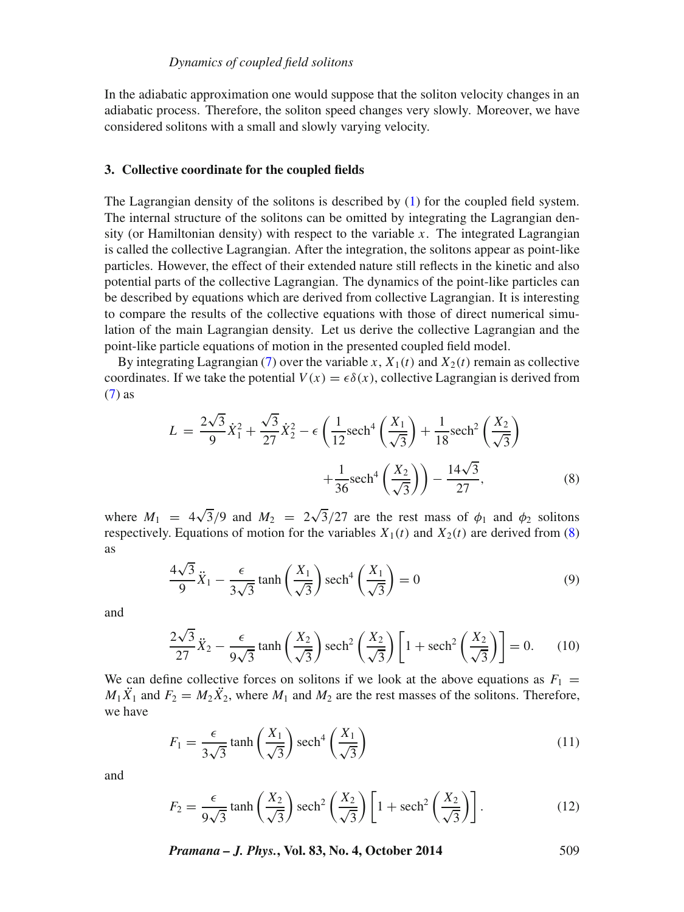In the adiabatic approximation one would suppose that the soliton velocity changes in an adiabatic process. Therefore, the soliton speed changes very slowly. Moreover, we have considered solitons with a small and slowly varying velocity.

### 3. Collective coordinate for the coupled fields

The Lagrangian density of the solitons is described by (1) for the coupled field system. The internal structure of the solitons can be omitted by integrating the Lagrangian density (or Hamiltonian density) with respect to the variable $x$. The integrated Lagrangian is called the collective Lagrangian. After the integration, the solitons appear as point-like particles. However, the effect of their extended nature still reflects in the kinetic and also potential parts of the collective Lagrangian. The dynamics of the point-like particles can be described by equations which are derived from collective Lagrangian. It is interesting to compare the results of the collective equations with those of direct numerical simulation of the main Lagrangian density. Let us derive the collective Lagrangian and the point-like particle equations of motion in the presented coupled field model.

By integrating Lagrangian (7) over the variable $x$, $X_1(t)$ and $X_2(t)$ remain as collective coordinates. If we take the potential $V(x) = \epsilon\delta(x)$, collective Lagrangian is derived from (7) as

$$L = \frac{2\sqrt{3}}{9}\dot{X}_1^2 + \frac{\sqrt{3}}{27}\dot{X}_2^2 - \epsilon\left(\frac{1}{12}\mathrm{sech}^4\left(\frac{X_1}{\sqrt{3}}\right) + \frac{1}{18}\mathrm{sech}^2\left(\frac{X_2}{\sqrt{3}}\right) + \frac{1}{36}\mathrm{sech}^4\left(\frac{X_2}{\sqrt{3}}\right)\right) - \frac{14\sqrt{3}}{27}, \tag{8}$$

where $M_1 = 4\sqrt{3}/9$ and $M_2 = 2\sqrt{3}/27$ are the rest mass of $\phi_1$ and $\phi_2$ solitons respectively. Equations of motion for the variables $X_1(t)$ and $X_2(t)$ are derived from (8) as

$$\frac{4\sqrt{3}}{9}\ddot{X}_1 - \frac{\epsilon}{3\sqrt{3}}\tanh\left(\frac{X_1}{\sqrt{3}}\right)\mathrm{sech}^4\left(\frac{X_1}{\sqrt{3}}\right) = 0 \tag{9}$$

and

$$\frac{2\sqrt{3}}{27}\ddot{X}_2 - \frac{\epsilon}{9\sqrt{3}}\tanh\left(\frac{X_2}{\sqrt{3}}\right)\mathrm{sech}^2\left(\frac{X_2}{\sqrt{3}}\right)\left[1 + \mathrm{sech}^2\left(\frac{X_2}{\sqrt{3}}\right)\right] = 0. \tag{10}$$

We can define collective forces on solitons if we look at the above equations as $F_1 = M_1\ddot{X}_1$ and $F_2 = M_2\ddot{X}_2$, where $M_1$ and $M_2$ are the rest masses of the solitons. Therefore, we have

$$F_1 = \frac{\epsilon}{3\sqrt{3}}\tanh\left(\frac{X_1}{\sqrt{3}}\right)\mathrm{sech}^4\left(\frac{X_1}{\sqrt{3}}\right) \tag{11}$$

and

$$F_2 = \frac{\epsilon}{9\sqrt{3}}\tanh\left(\frac{X_2}{\sqrt{3}}\right)\mathrm{sech}^2\left(\frac{X_2}{\sqrt{3}}\right)\left[1 + \mathrm{sech}^2\left(\frac{X_2}{\sqrt{3}}\right)\right]. \tag{12}$$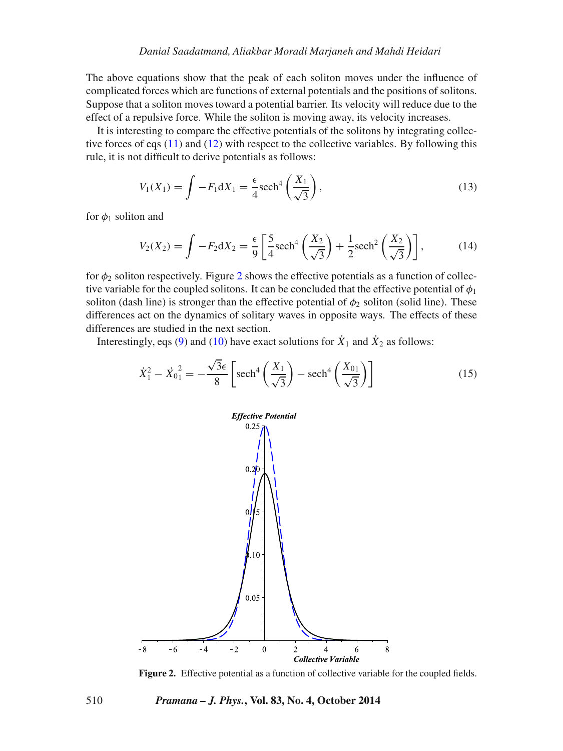The above equations show that the peak of each soliton moves under the influence of complicated forces which are functions of external potentials and the positions of solitons. Suppose that a soliton moves toward a potential barrier. Its velocity will reduce due to the effect of a repulsive force. While the soliton is moving away, its velocity increases.

It is interesting to compare the effective potentials of the solitons by integrating collective forces of eqs (11) and (12) with respect to the collective variables. By following this rule, it is not difficult to derive potentials as follows:

$$V_1(X_1) = \int -F_1 \mathrm{d}X_1 = \frac{\epsilon}{4}\mathrm{sech}^4\left(\frac{X_1}{\sqrt{3}}\right), \tag{13}$$

for $\phi_1$ soliton and

$$V_2(X_2) = \int -F_2 \mathrm{d}X_2 = \frac{\epsilon}{9}\left[\frac{5}{4}\mathrm{sech}^4\left(\frac{X_2}{\sqrt{3}}\right) + \frac{1}{2}\mathrm{sech}^2\left(\frac{X_2}{\sqrt{3}}\right)\right], \tag{14}$$

for $\phi_2$ soliton respectively. Figure 2 shows the effective potentials as a function of collective variable for the coupled solitons. It can be concluded that the effective potential of $\phi_1$ soliton (dash line) is stronger than the effective potential of $\phi_2$ soliton (solid line). These differences act on the dynamics of solitary waves in opposite ways. The effects of these differences are studied in the next section.

Interestingly, eqs (9) and (10) have exact solutions for $\dot{X}_1$ and $\dot{X}_2$ as follows:

$$\dot{X}_1^2 - \dot{X}_{01}^{\ 2} = -\frac{\sqrt{3}\epsilon}{8}\left[\mathrm{sech}^4\left(\frac{X_1}{\sqrt{3}}\right) - \mathrm{sech}^4\left(\frac{X_{01}}{\sqrt{3}}\right)\right] \tag{15}$$

**Figure 2.** Effective potential as a function of collective variable for the coupled fields.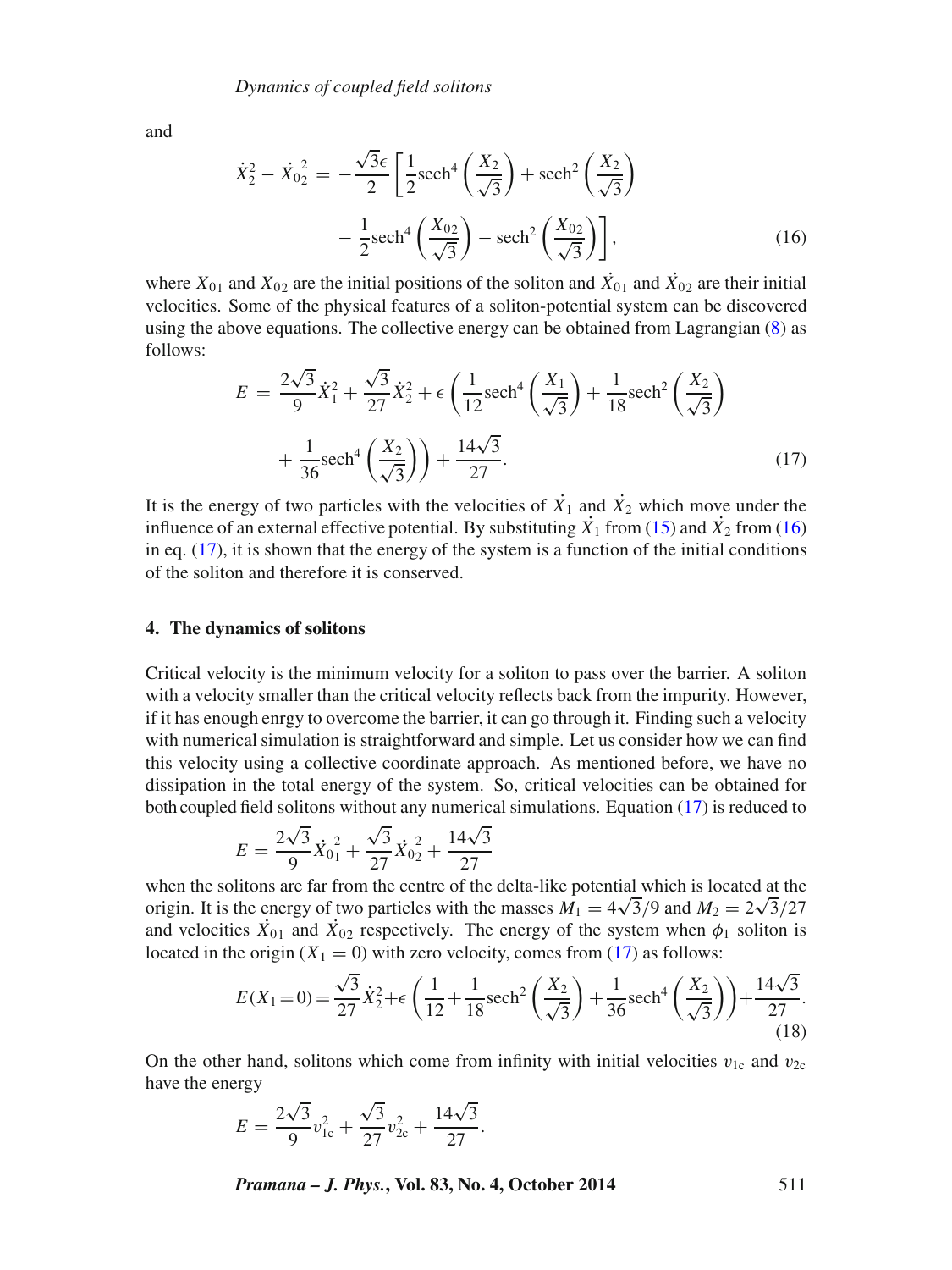and

$$\dot{X}_2^2 - \dot{X}_{02}^{\ 2} = -\frac{\sqrt{3}\epsilon}{2}\left[\frac{1}{2}\mathrm{sech}^4\left(\frac{X_2}{\sqrt{3}}\right) + \mathrm{sech}^2\left(\frac{X_2}{\sqrt{3}}\right) - \frac{1}{2}\mathrm{sech}^4\left(\frac{X_{02}}{\sqrt{3}}\right) - \mathrm{sech}^2\left(\frac{X_{02}}{\sqrt{3}}\right)\right], \tag{16}$$

where $X_{01}$ and $X_{02}$ are the initial positions of the soliton and $\dot{X}_{01}$ and $\dot{X}_{02}$ are their initial velocities. Some of the physical features of a soliton-potential system can be discovered using the above equations. The collective energy can be obtained from Lagrangian (8) as follows:

$$E = \frac{2\sqrt{3}}{9}\dot{X}_1^2 + \frac{\sqrt{3}}{27}\dot{X}_2^2 + \epsilon\left(\frac{1}{12}\mathrm{sech}^4\left(\frac{X_1}{\sqrt{3}}\right) + \frac{1}{18}\mathrm{sech}^2\left(\frac{X_2}{\sqrt{3}}\right) + \frac{1}{36}\mathrm{sech}^4\left(\frac{X_2}{\sqrt{3}}\right)\right) + \frac{14\sqrt{3}}{27}. \tag{17}$$

It is the energy of two particles with the velocities of $\dot{X}_1$ and $\dot{X}_2$ which move under the influence of an external effective potential. By substituting $\dot{X}_1$ from (15) and $\dot{X}_2$ from (16) in eq. (17), it is shown that the energy of the system is a function of the initial conditions of the soliton and therefore it is conserved.

## 4. The dynamics of solitons

Critical velocity is the minimum velocity for a soliton to pass over the barrier. A soliton with a velocity smaller than the critical velocity reflects back from the impurity. However, if it has enough enrgy to overcome the barrier, it can go through it. Finding such a velocity with numerical simulation is straightforward and simple. Let us consider how we can find this velocity using a collective coordinate approach. As mentioned before, we have no dissipation in the total energy of the system. So, critical velocities can be obtained for both coupled field solitons without any numerical simulations. Equation (17) is reduced to

$$E = \frac{2\sqrt{3}}{9}\dot{X}_{01}^{\ 2} + \frac{\sqrt{3}}{27}\dot{X}_{02}^{\ 2} + \frac{14\sqrt{3}}{27}$$

when the solitons are far from the centre of the delta-like potential which is located at the origin. It is the energy of two particles with the masses $M_1 = 4\sqrt{3}/9$ and $M_2 = 2\sqrt{3}/27$ and velocities $\dot{X}_{01}$ and $\dot{X}_{02}$ respectively. The energy of the system when $\phi_1$ soliton is located in the origin ($X_1 = 0$) with zero velocity, comes from (17) as follows:

$$E(X_1 = 0) = \frac{\sqrt{3}}{27}\dot{X}_2^2 + \epsilon\left(\frac{1}{12} + \frac{1}{18}\mathrm{sech}^2\left(\frac{X_2}{\sqrt{3}}\right) + \frac{1}{36}\mathrm{sech}^4\left(\frac{X_2}{\sqrt{3}}\right)\right) + \frac{14\sqrt{3}}{27}. \tag{18}$$

On the other hand, solitons which come from infinity with initial velocities $v_{1c}$ and $v_{2c}$ have the energy

$$E = \frac{2\sqrt{3}}{9}v_{1c}^2 + \frac{\sqrt{3}}{27}v_{2c}^2 + \frac{14\sqrt{3}}{27}.$$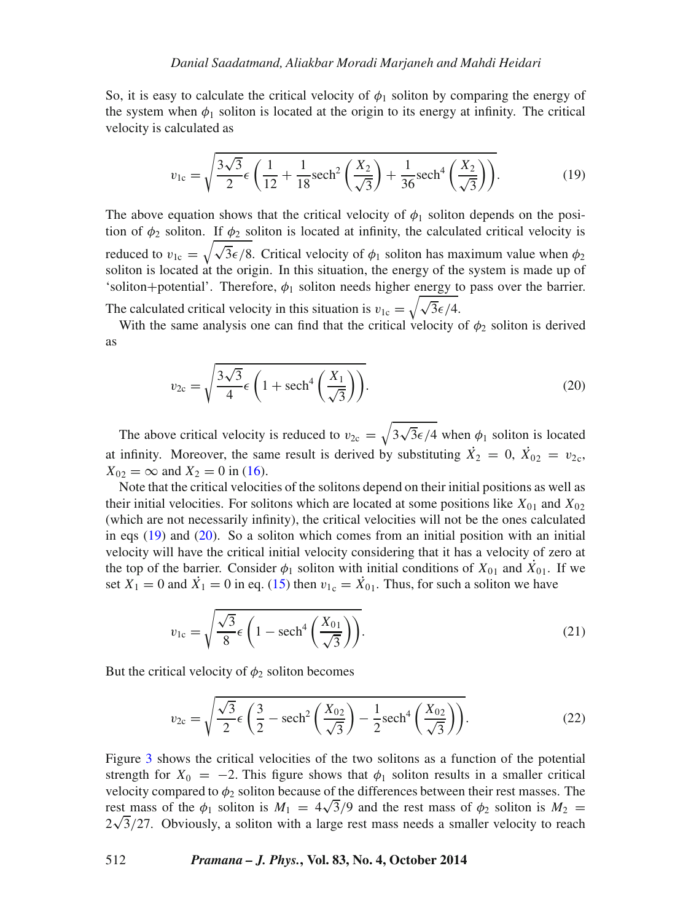So, it is easy to calculate the critical velocity of $\phi_1$ soliton by comparing the energy of the system when $\phi_1$ soliton is located at the origin to its energy at infinity. The critical velocity is calculated as

$$v_{1c} = \sqrt{\frac{3\sqrt{3}}{2}\epsilon\left(\frac{1}{12} + \frac{1}{18}\mathrm{sech}^2\left(\frac{X_2}{\sqrt{3}}\right) + \frac{1}{36}\mathrm{sech}^4\left(\frac{X_2}{\sqrt{3}}\right)\right)}. \tag{19}$$

The above equation shows that the critical velocity of $\phi_1$ soliton depends on the position of $\phi_2$ soliton. If $\phi_2$ soliton is located at infinity, the calculated critical velocity is reduced to $v_{1c} = \sqrt{\sqrt{3}\epsilon/8}$. Critical velocity of $\phi_1$ soliton has maximum value when $\phi_2$ soliton is located at the origin. In this situation, the energy of the system is made up of 'soliton+potential'. Therefore, $\phi_1$ soliton needs higher energy to pass over the barrier. The calculated critical velocity in this situation is $v_{1c} = \sqrt{\sqrt{3}\epsilon/4}$.

With the same analysis one can find that the critical velocity of $\phi_2$ soliton is derived as

$$v_{2c} = \sqrt{\frac{3\sqrt{3}}{4}\epsilon\left(1 + \mathrm{sech}^4\left(\frac{X_1}{\sqrt{3}}\right)\right)}. \tag{20}$$

The above critical velocity is reduced to $v_{2c} = \sqrt{3\sqrt{3}\epsilon/4}$ when $\phi_1$ soliton is located at infinity. Moreover, the same result is derived by substituting $\dot{X}_2 = 0$, $\dot{X}_{02} = v_{2c}$, $X_{02} = \infty$ and $X_2 = 0$ in (16).

Note that the critical velocities of the solitons depend on their initial positions as well as their initial velocities. For solitons which are located at some positions like $X_{01}$ and $X_{02}$ (which are not necessarily infinity), the critical velocities will not be the ones calculated in eqs (19) and (20). So a soliton which comes from an initial position with an initial velocity will have the critical initial velocity considering that it has a velocity of zero at the top of the barrier. Consider $\phi_1$ soliton with initial conditions of $X_{01}$ and $\dot{X}_{01}$. If we set $X_1 = 0$ and $\dot{X}_1 = 0$ in eq. (15) then $v_{1_c} = \dot{X}_{01}$. Thus, for such a soliton we have

$$v_{1c} = \sqrt{\frac{\sqrt{3}}{8}\epsilon\left(1 - \mathrm{sech}^4\left(\frac{X_{01}}{\sqrt{3}}\right)\right)}. \tag{21}$$

But the critical velocity of $\phi_2$ soliton becomes

$$v_{2c} = \sqrt{\frac{\sqrt{3}}{2}\epsilon\left(\frac{3}{2} - \mathrm{sech}^2\left(\frac{X_{02}}{\sqrt{3}}\right) - \frac{1}{2}\mathrm{sech}^4\left(\frac{X_{02}}{\sqrt{3}}\right)\right)}. \tag{22}$$

Figure 3 shows the critical velocities of the two solitons as a function of the potential strength for $X_0 = -2$. This figure shows that $\phi_1$ soliton results in a smaller critical velocity compared to $\phi_2$ soliton because of the differences between their rest masses. The rest mass of the $\phi_1$ soliton is $M_1 = 4\sqrt{3}/9$ and the rest mass of $\phi_2$ soliton is $M_2 = 2\sqrt{3}/27$. Obviously, a soliton with a large rest mass needs a smaller velocity to reach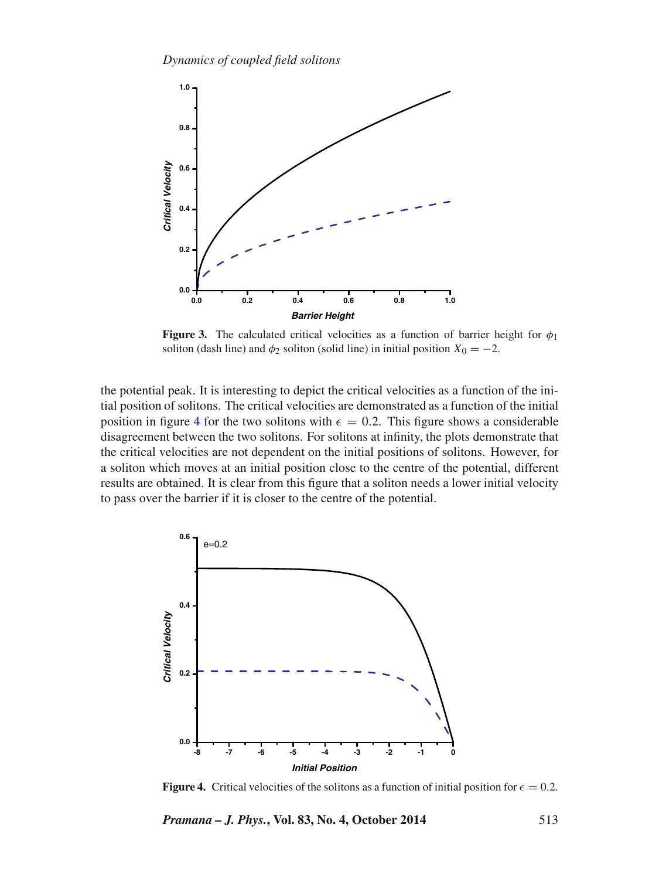**Figure 3.** The calculated critical velocities as a function of barrier height for $\phi_1$ soliton (dash line) and $\phi_2$ soliton (solid line) in initial position $X_0 = -2$.

the potential peak. It is interesting to depict the critical velocities as a function of the initial position of solitons. The critical velocities are demonstrated as a function of the initial position in figure 4 for the two solitons with $\epsilon = 0.2$. This figure shows a considerable disagreement between the two solitons. For solitons at infinity, the plots demonstrate that the critical velocities are not dependent on the initial positions of solitons. However, for a soliton which moves at an initial position close to the centre of the potential, different results are obtained. It is clear from this figure that a soliton needs a lower initial velocity to pass over the barrier if it is closer to the centre of the potential.

**Figure 4.** Critical velocities of the solitons as a function of initial position for $\epsilon = 0.2$.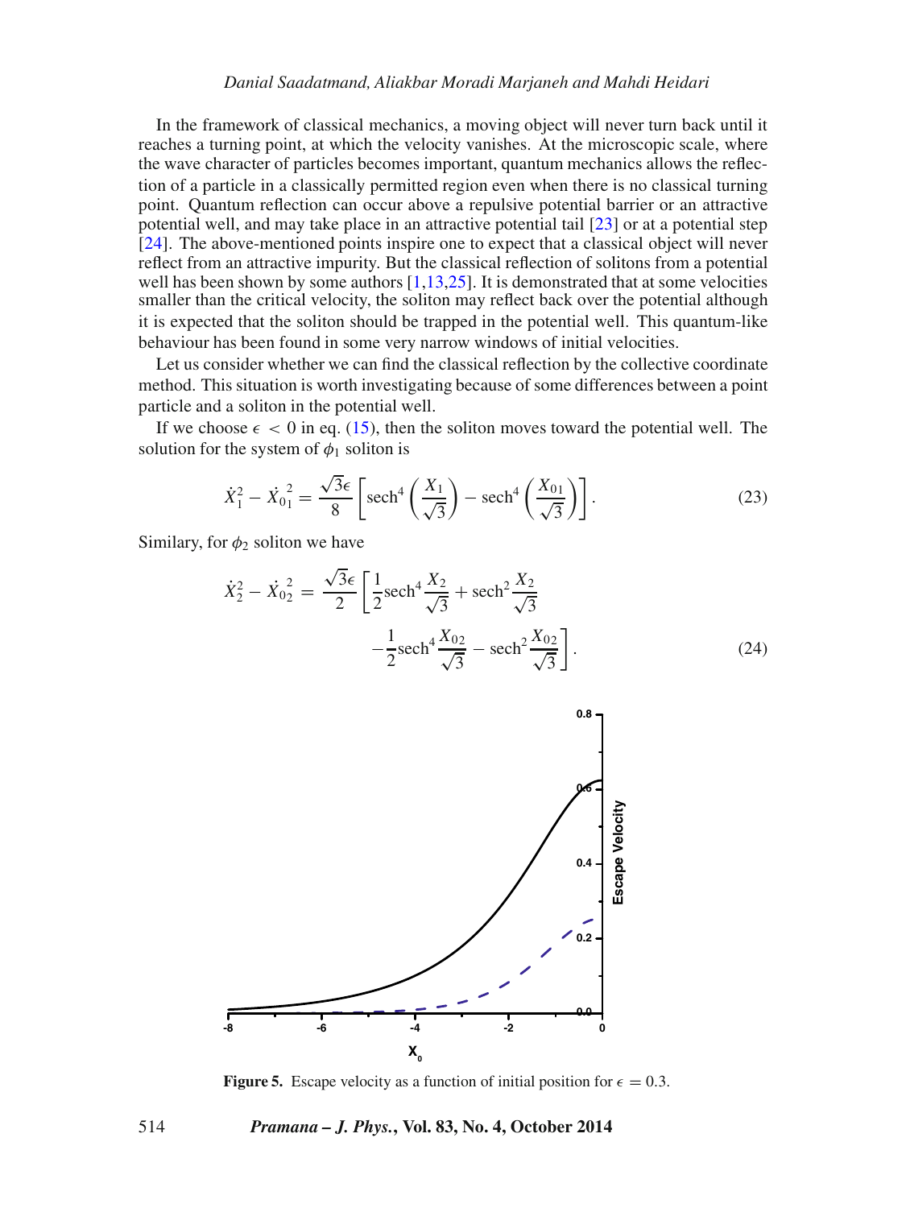In the framework of classical mechanics, a moving object will never turn back until it reaches a turning point, at which the velocity vanishes. At the microscopic scale, where the wave character of particles becomes important, quantum mechanics allows the reflection of a particle in a classically permitted region even when there is no classical turning point. Quantum reflection can occur above a repulsive potential barrier or an attractive potential well, and may take place in an attractive potential tail [23] or at a potential step [24]. The above-mentioned points inspire one to expect that a classical object will never reflect from an attractive impurity. But the classical reflection of solitons from a potential well has been shown by some authors [1,13,25]. It is demonstrated that at some velocities smaller than the critical velocity, the soliton may reflect back over the potential although it is expected that the soliton should be trapped in the potential well. This quantum-like behaviour has been found in some very narrow windows of initial velocities.

Let us consider whether we can find the classical reflection by the collective coordinate method. This situation is worth investigating because of some differences between a point particle and a soliton in the potential well.

If we choose $\epsilon < 0$ in eq. (15), then the soliton moves toward the potential well. The solution for the system of $\phi_1$ soliton is

$$\dot{X}_1^2 - \dot{X}_{01}^2 = \frac{\sqrt{3}\epsilon}{8}\left[\operatorname{sech}^4\left(\frac{X_1}{\sqrt{3}}\right) - \operatorname{sech}^4\left(\frac{X_{01}}{\sqrt{3}}\right)\right]. \tag{23}$$

Similary, for $\phi_2$ soliton we have

$$\dot{X}_2^2 - \dot{X}_{02}^2 = \frac{\sqrt{3}\epsilon}{2}\left[\frac{1}{2}\operatorname{sech}^4\frac{X_2}{\sqrt{3}} + \operatorname{sech}^2\frac{X_2}{\sqrt{3}} - \frac{1}{2}\operatorname{sech}^4\frac{X_{02}}{\sqrt{3}} - \operatorname{sech}^2\frac{X_{02}}{\sqrt{3}}\right]. \tag{24}$$

**Figure 5.** Escape velocity as a function of initial position for $\epsilon = 0.3$.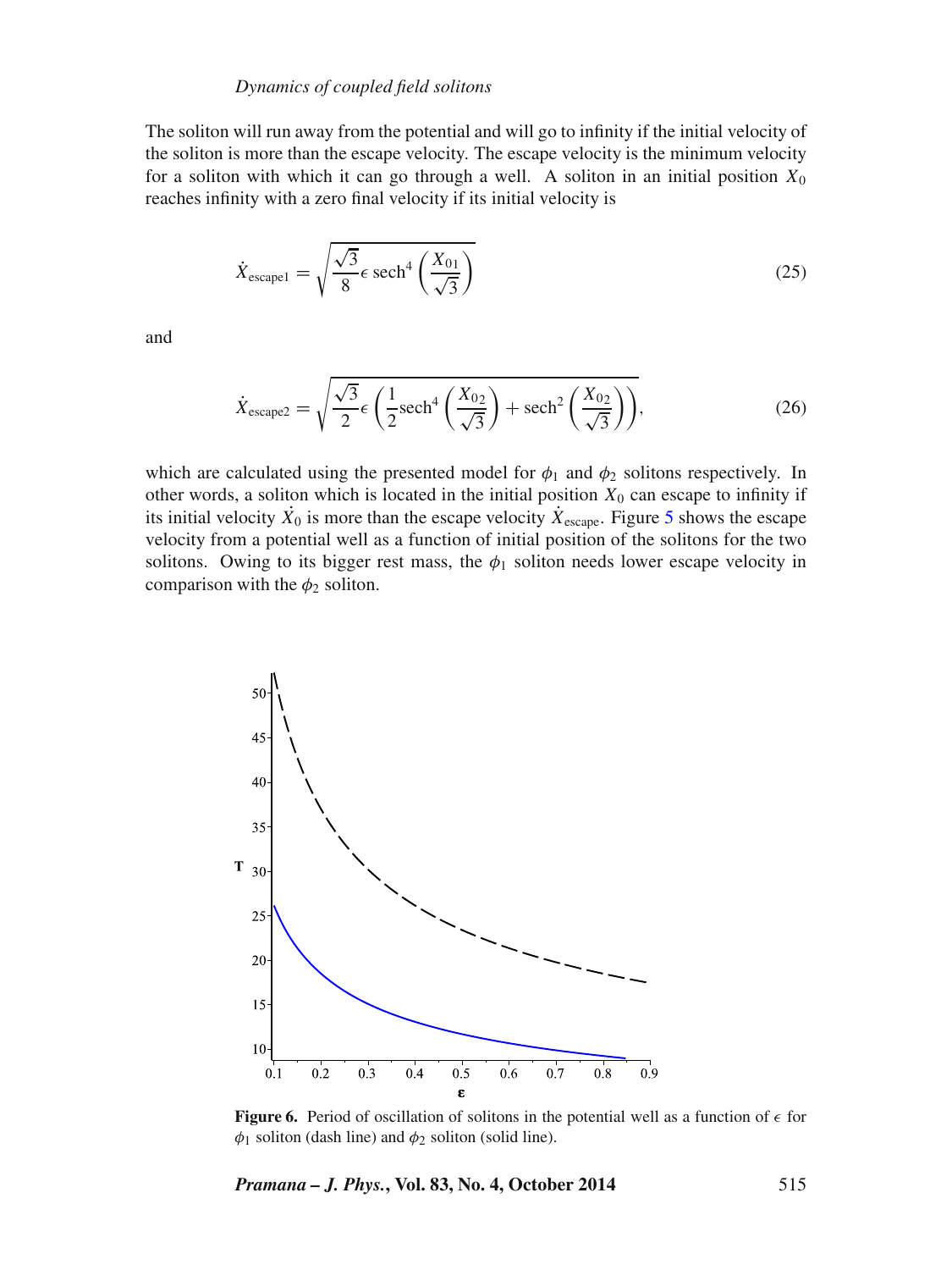The soliton will run away from the potential and will go to infinity if the initial velocity of the soliton is more than the escape velocity. The escape velocity is the minimum velocity for a soliton with which it can go through a well. A soliton in an initial position $X_0$ reaches infinity with a zero final velocity if its initial velocity is

$$\dot{X}_{\text{escape1}} = \sqrt{\frac{\sqrt{3}}{8}\epsilon\,\text{sech}^4\left(\frac{X_{01}}{\sqrt{3}}\right)} \tag{25}$$

and

$$\dot{X}_{\text{escape2}} = \sqrt{\frac{\sqrt{3}}{2}\epsilon\left(\frac{1}{2}\text{sech}^4\left(\frac{X_{02}}{\sqrt{3}}\right) + \text{sech}^2\left(\frac{X_{02}}{\sqrt{3}}\right)\right)}, \tag{26}$$

which are calculated using the presented model for $\phi_1$ and $\phi_2$ solitons respectively. In other words, a soliton which is located in the initial position $X_0$ can escape to infinity if its initial velocity $\dot{X_0}$ is more than the escape velocity $\dot{X}_{\text{escape}}$. Figure 5 shows the escape velocity from a potential well as a function of initial position of the solitons for the two solitons. Owing to its bigger rest mass, the $\phi_1$ soliton needs lower escape velocity in comparison with the $\phi_2$ soliton.

**Figure 6.** Period of oscillation of solitons in the potential well as a function of $\epsilon$ for $\phi_1$ soliton (dash line) and $\phi_2$ soliton (solid line).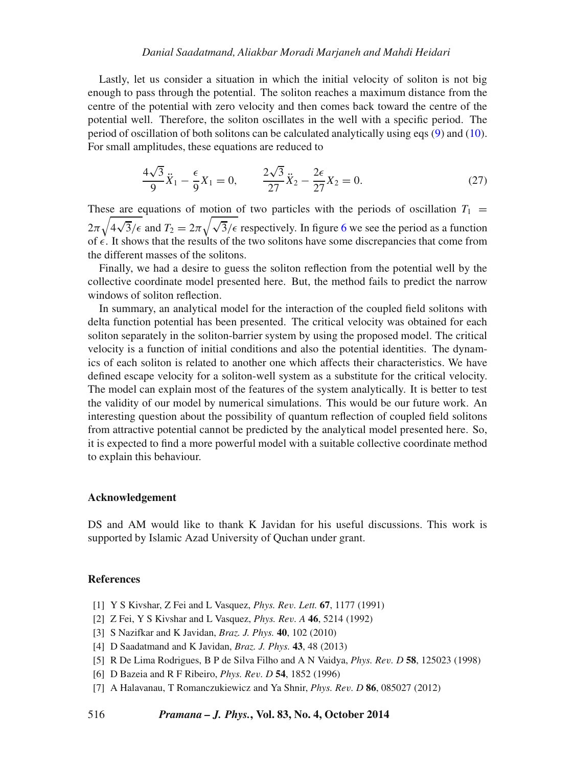Lastly, let us consider a situation in which the initial velocity of soliton is not big enough to pass through the potential. The soliton reaches a maximum distance from the centre of the potential with zero velocity and then comes back toward the centre of the potential well. Therefore, the soliton oscillates in the well with a specific period. The period of oscillation of both solitons can be calculated analytically using eqs (9) and (10). For small amplitudes, these equations are reduced to

$$\frac{4\sqrt{3}}{9}\ddot{X}_1 - \frac{\epsilon}{9}X_1 = 0, \qquad \frac{2\sqrt{3}}{27}\ddot{X}_2 - \frac{2\epsilon}{27}X_2 = 0. \tag{27}$$

These are equations of motion of two particles with the periods of oscillation $T_1 = 2\pi\sqrt{4\sqrt{3}/\epsilon}$ and $T_2 = 2\pi\sqrt{\sqrt{3}/\epsilon}$ respectively. In figure 6 we see the period as a function of $\epsilon$. It shows that the results of the two solitons have some discrepancies that come from the different masses of the solitons.

Finally, we had a desire to guess the soliton reflection from the potential well by the collective coordinate model presented here. But, the method fails to predict the narrow windows of soliton reflection.

In summary, an analytical model for the interaction of the coupled field solitons with delta function potential has been presented. The critical velocity was obtained for each soliton separately in the soliton-barrier system by using the proposed model. The critical velocity is a function of initial conditions and also the potential identities. The dynamics of each soliton is related to another one which affects their characteristics. We have defined escape velocity for a soliton-well system as a substitute for the critical velocity. The model can explain most of the features of the system analytically. It is better to test the validity of our model by numerical simulations. This would be our future work. An interesting question about the possibility of quantum reflection of coupled field solitons from attractive potential cannot be predicted by the analytical model presented here. So, it is expected to find a more powerful model with a suitable collective coordinate method to explain this behaviour.

## Acknowledgement

DS and AM would like to thank K Javidan for his useful discussions. This work is supported by Islamic Azad University of Quchan under grant.

## References

[1] Y S Kivshar, Z Fei and L Vasquez, *Phys. Rev. Lett.* **67**, 1177 (1991)

[2] Z Fei, Y S Kivshar and L Vasquez, *Phys. Rev. A* **46**, 5214 (1992)

[3] S Nazifkar and K Javidan, *Braz. J. Phys.* **40**, 102 (2010)

[4] D Saadatmand and K Javidan, *Braz. J. Phys.* **43**, 48 (2013)

[5] R De Lima Rodrigues, B P de Silva Filho and A N Vaidya, *Phys. Rev. D* **58**, 125023 (1998)

[6] D Bazeia and R F Ribeiro, *Phys. Rev. D* **54**, 1852 (1996)

[7] A Halavanau, T Romanczukiewicz and Ya Shnir, *Phys. Rev. D* **86**, 085027 (2012)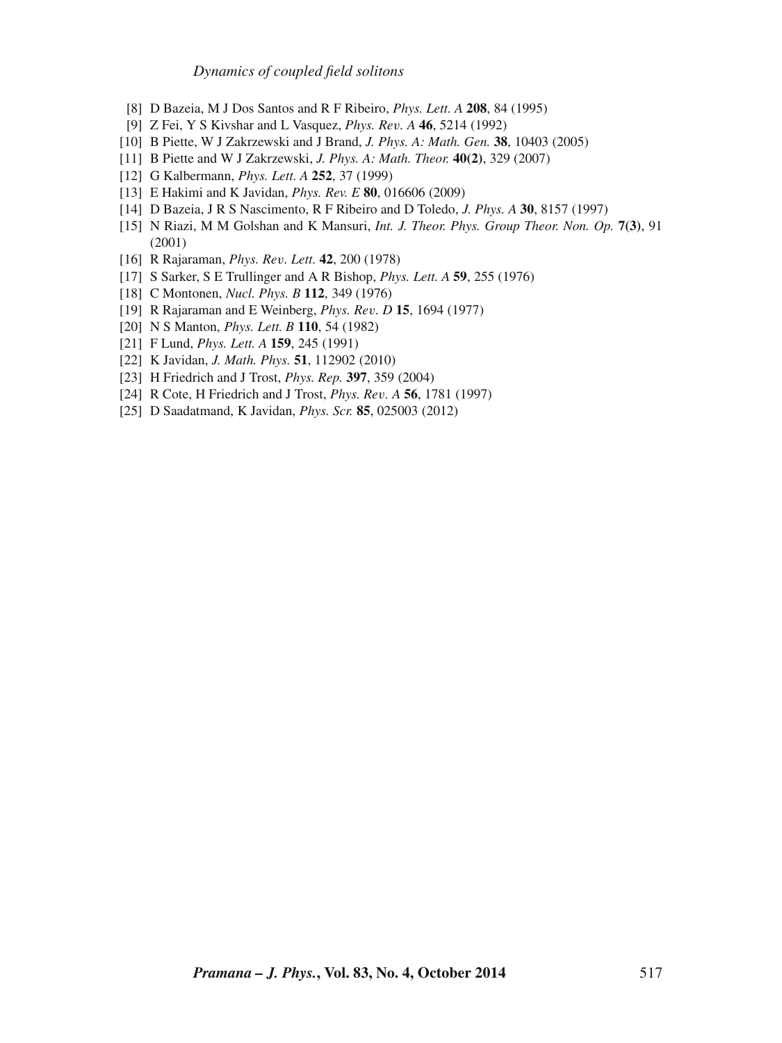[8] D Bazeia, M J Dos Santos and R F Ribeiro, *Phys. Lett. A* **208**, 84 (1995)

[9] Z Fei, Y S Kivshar and L Vasquez, *Phys. Rev. A* **46**, 5214 (1992)

[10] B Piette, W J Zakrzewski and J Brand, *J. Phys. A: Math. Gen.* **38**, 10403 (2005)

[11] B Piette and W J Zakrzewski, *J. Phys. A: Math. Theor.* **40(2)**, 329 (2007)

[12] G Kalbermann, *Phys. Lett. A* **252**, 37 (1999)

[13] E Hakimi and K Javidan, *Phys. Rev. E* **80**, 016606 (2009)

[14] D Bazeia, J R S Nascimento, R F Ribeiro and D Toledo, *J. Phys. A* **30**, 8157 (1997)

[15] N Riazi, M M Golshan and K Mansuri, *Int. J. Theor. Phys. Group Theor. Non. Op.* **7(3)**, 91 (2001)

[16] R Rajaraman, *Phys. Rev. Lett.* **42**, 200 (1978)

[17] S Sarker, S E Trullinger and A R Bishop, *Phys. Lett. A* **59**, 255 (1976)

[18] C Montonen, *Nucl. Phys. B* **112**, 349 (1976)

[19] R Rajaraman and E Weinberg, *Phys. Rev. D* **15**, 1694 (1977)

[20] N S Manton, *Phys. Lett. B* **110**, 54 (1982)

[21] F Lund, *Phys. Lett. A* **159**, 245 (1991)

[22] K Javidan, *J. Math. Phys.* **51**, 112902 (2010)

[23] H Friedrich and J Trost, *Phys. Rep.* **397**, 359 (2004)

[24] R Cote, H Friedrich and J Trost, *Phys. Rev. A* **56**, 1781 (1997)

[25] D Saadatmand, K Javidan, *Phys. Scr.* **85**, 025003 (2012)